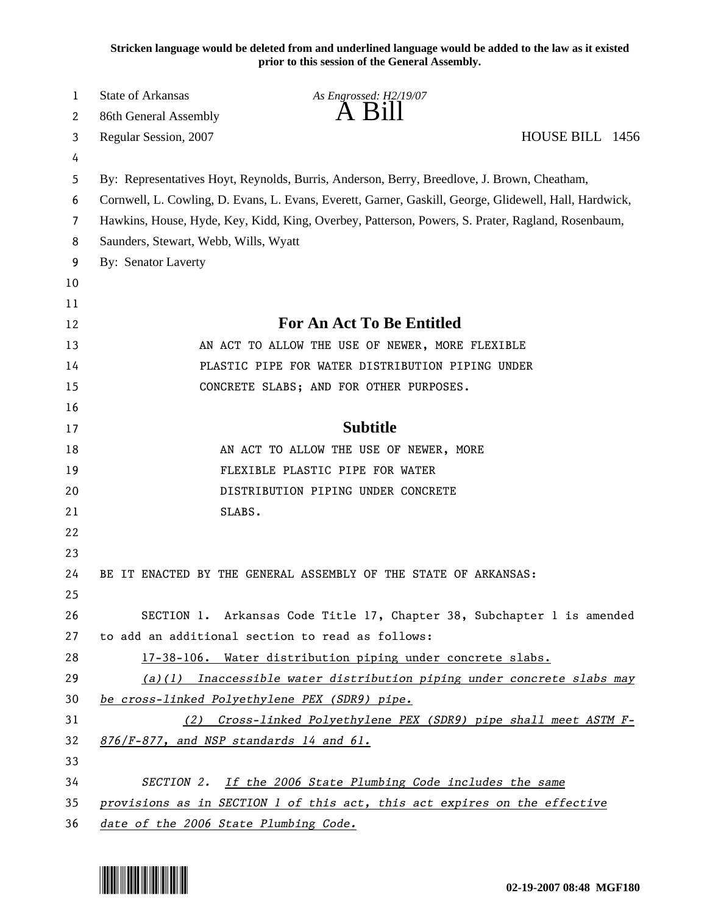**Stricken language would be deleted from and underlined language would be added to the law as it existed prior to this session of the General Assembly.**

State of Arkansas

*As Engrossed: H2/19/07*

86th General Assembly

# A Bill

Regular Session, 2007

HOUSE BILL 1456

By: Representatives Hoyt, Reynolds, Burris, Anderson, Berry, Breedlove, J. Brown, Cheatham, Cornwell, L. Cowling, D. Evans, L. Evans, Everett, Garner, Gaskill, George, Glidewell, Hall, Hardwick, Hawkins, House, Hyde, Key, Kidd, King, Overbey, Patterson, Powers, S. Prater, Ragland, Rosenbaum, Saunders, Stewart, Webb, Wills, Wyatt

By: Senator Laverty

## For An Act To Be Entitled

AN ACT TO ALLOW THE USE OF NEWER, MORE FLEXIBLE PLASTIC PIPE FOR WATER DISTRIBUTION PIPING UNDER CONCRETE SLABS; AND FOR OTHER PURPOSES.

## Subtitle

AN ACT TO ALLOW THE USE OF NEWER, MORE FLEXIBLE PLASTIC PIPE FOR WATER DISTRIBUTION PIPING UNDER CONCRETE SLABS.

BE IT ENACTED BY THE GENERAL ASSEMBLY OF THE STATE OF ARKANSAS:

SECTION 1. Arkansas Code Title 17, Chapter 38, Subchapter 1 is amended to add an additional section to read as follows:

<u>17-38-106. Water distribution piping under concrete slabs.</u>

<u>*(a)(1) Inaccessible water distribution piping under concrete slabs may be cross-linked Polyethylene PEX (SDR9) pipe.*</u>

<u>*(2) Cross-linked Polyethylene PEX (SDR9) pipe shall meet ASTM F-876/F-877, and NSP standards 14 and 61.*</u>

*SECTION 2.* <u>*If the 2006 State Plumbing Code includes the same provisions as in SECTION 1 of this act, this act expires on the effective date of the 2006 State Plumbing Code.*</u>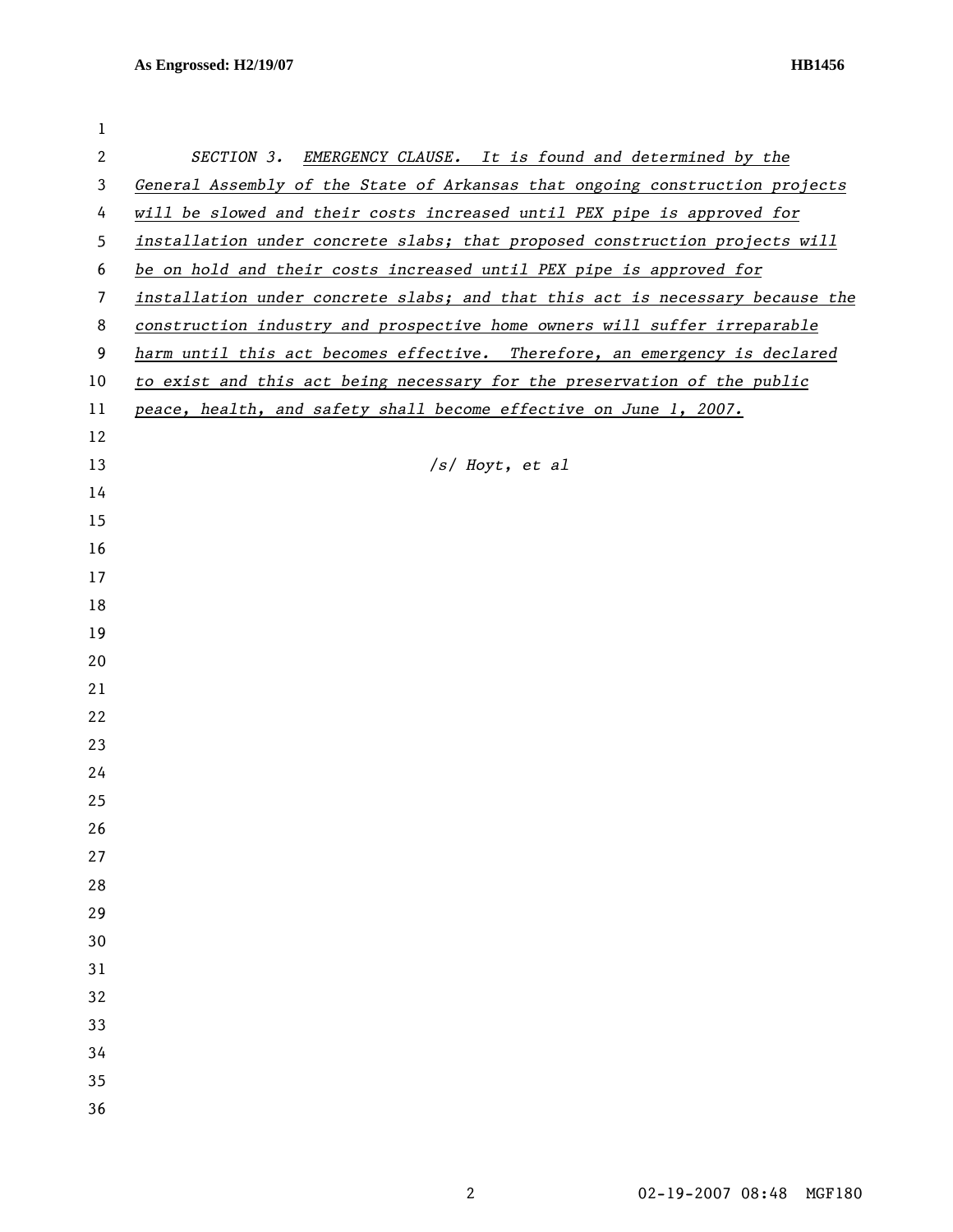*SECTION 3. EMERGENCY CLAUSE. It is found and determined by the General Assembly of the State of Arkansas that ongoing construction projects will be slowed and their costs increased until PEX pipe is approved for installation under concrete slabs; that proposed construction projects will be on hold and their costs increased until PEX pipe is approved for installation under concrete slabs; and that this act is necessary because the construction industry and prospective home owners will suffer irreparable harm until this act becomes effective. Therefore, an emergency is declared to exist and this act being necessary for the preservation of the public peace, health, and safety shall become effective on June 1, 2007.*

/s/ Hoyt, et al